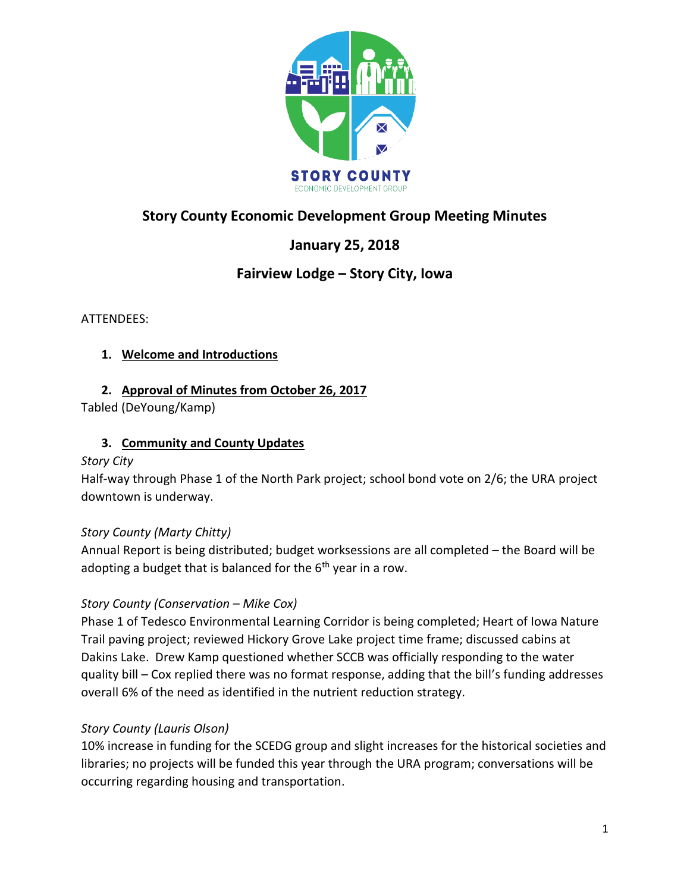# Story County Economic Development Group Meeting Minutes

## January 25, 2018

## Fairview Lodge – Story City, Iowa

ATTENDEES:

1. **Welcome and Introductions**

2. **Approval of Minutes from October 26, 2017**

Tabled (DeYoung/Kamp)

3. **Community and County Updates**

*Story City*

Half-way through Phase 1 of the North Park project; school bond vote on 2/6; the URA project downtown is underway.

*Story County (Marty Chitty)*

Annual Report is being distributed; budget worksessions are all completed – the Board will be adopting a budget that is balanced for the 6th year in a row.

*Story County (Conservation – Mike Cox)*

Phase 1 of Tedesco Environmental Learning Corridor is being completed; Heart of Iowa Nature Trail paving project; reviewed Hickory Grove Lake project time frame; discussed cabins at Dakins Lake. Drew Kamp questioned whether SCCB was officially responding to the water quality bill – Cox replied there was no format response, adding that the bill's funding addresses overall 6% of the need as identified in the nutrient reduction strategy.

*Story County (Lauris Olson)*

10% increase in funding for the SCEDG group and slight increases for the historical societies and libraries; no projects will be funded this year through the URA program; conversations will be occurring regarding housing and transportation.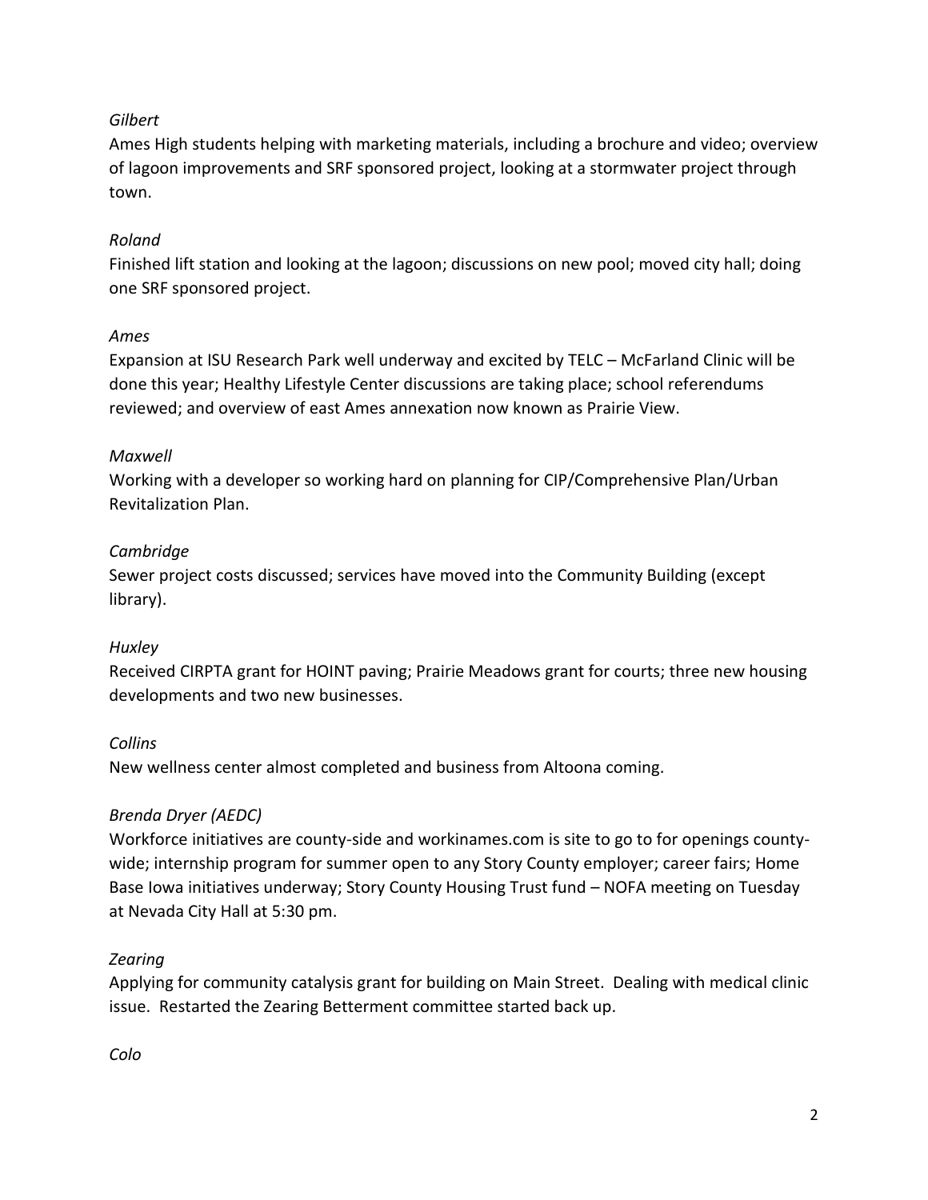*Gilbert*

Ames High students helping with marketing materials, including a brochure and video; overview of lagoon improvements and SRF sponsored project, looking at a stormwater project through town.

*Roland*

Finished lift station and looking at the lagoon; discussions on new pool; moved city hall; doing one SRF sponsored project.

*Ames*

Expansion at ISU Research Park well underway and excited by TELC – McFarland Clinic will be done this year; Healthy Lifestyle Center discussions are taking place; school referendums reviewed; and overview of east Ames annexation now known as Prairie View.

*Maxwell*

Working with a developer so working hard on planning for CIP/Comprehensive Plan/Urban Revitalization Plan.

*Cambridge*

Sewer project costs discussed; services have moved into the Community Building (except library).

*Huxley*

Received CIRPTA grant for HOINT paving; Prairie Meadows grant for courts; three new housing developments and two new businesses.

*Collins*

New wellness center almost completed and business from Altoona coming.

*Brenda Dryer (AEDC)*

Workforce initiatives are county-side and workinames.com is site to go to for openings county-wide; internship program for summer open to any Story County employer; career fairs; Home Base Iowa initiatives underway; Story County Housing Trust fund – NOFA meeting on Tuesday at Nevada City Hall at 5:30 pm.

*Zearing*

Applying for community catalysis grant for building on Main Street. Dealing with medical clinic issue. Restarted the Zearing Betterment committee started back up.

*Colo*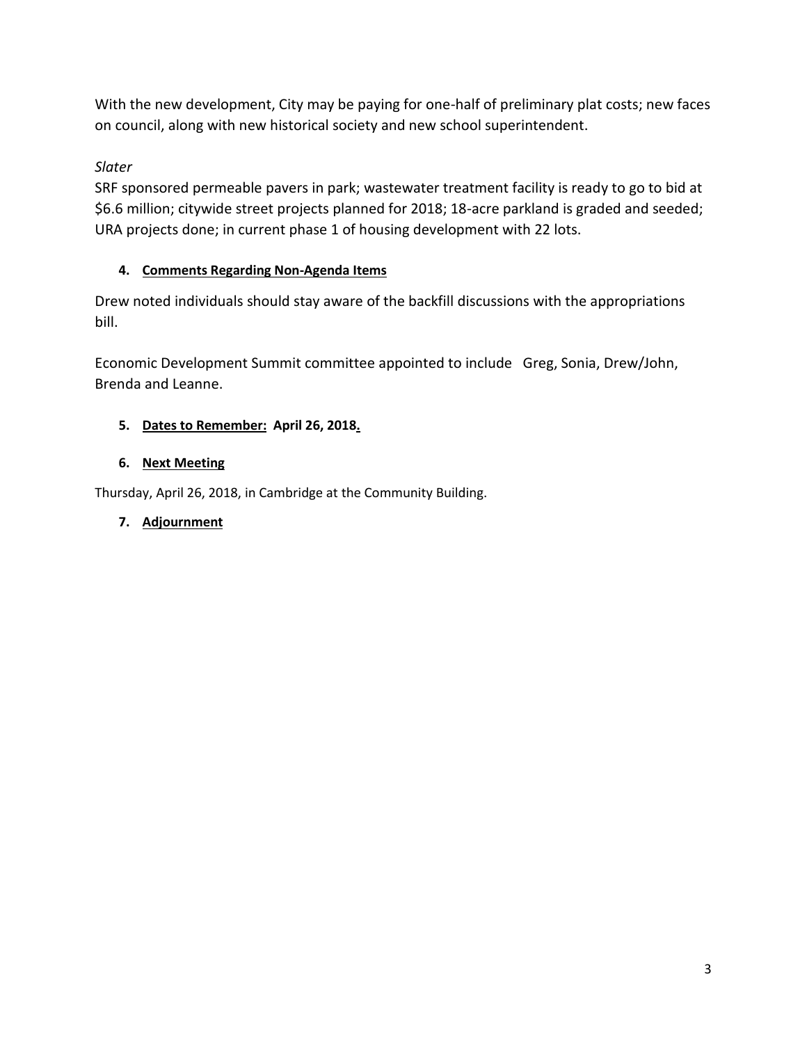With the new development, City may be paying for one-half of preliminary plat costs; new faces on council, along with new historical society and new school superintendent.

*Slater*

SRF sponsored permeable pavers in park; wastewater treatment facility is ready to go to bid at $6.6 million; citywide street projects planned for 2018; 18-acre parkland is graded and seeded; URA projects done; in current phase 1 of housing development with 22 lots.

4. **Comments Regarding Non-Agenda Items**

Drew noted individuals should stay aware of the backfill discussions with the appropriations bill.

Economic Development Summit committee appointed to include Greg, Sonia, Drew/John, Brenda and Leanne.

5. **Dates to Remember: April 26, 2018.**

6. **Next Meeting**

Thursday, April 26, 2018, in Cambridge at the Community Building.

7. **Adjournment**